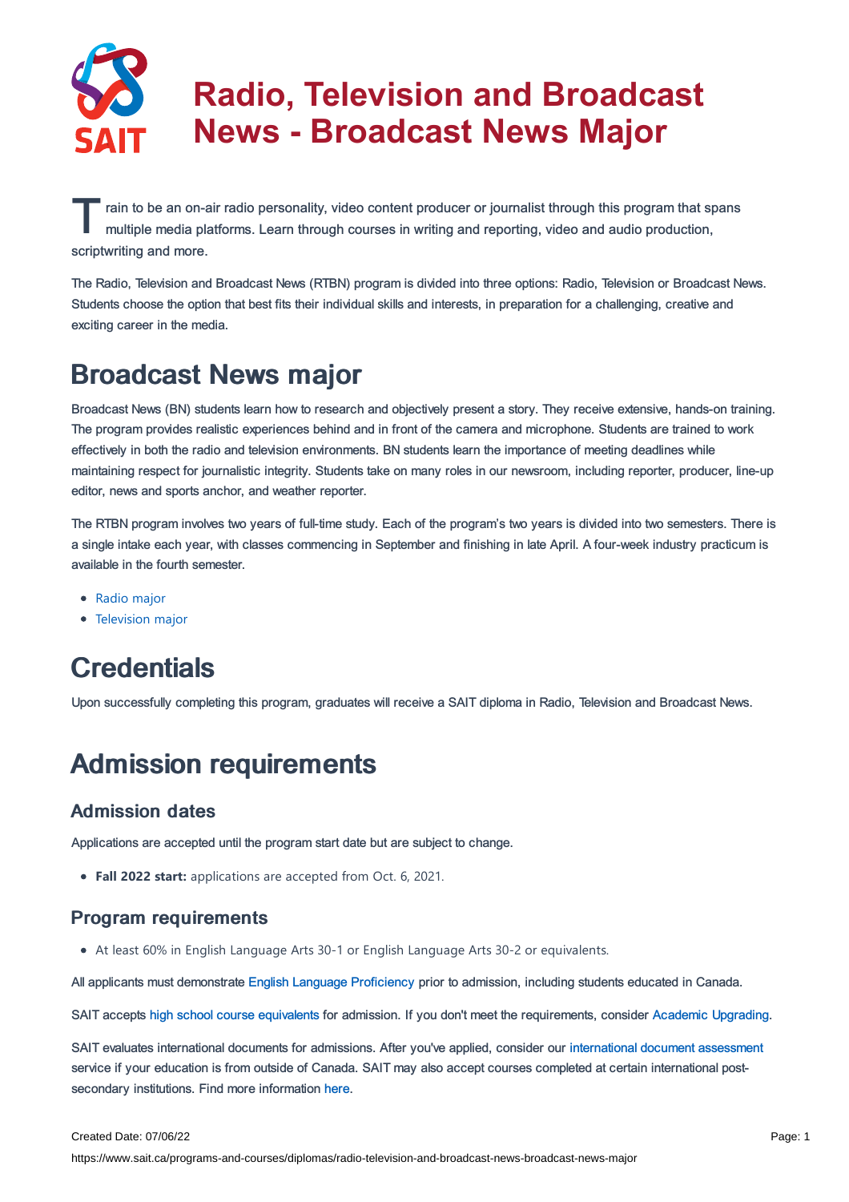# Radio, Television and Broadcast News - Broadcast News Major

Train to be an on-air radio personality, video content producer or journalist through this program that spans multiple media platforms. Learn through courses in writing and reporting, video and audio production, scriptwriting and more.

The Radio, Television and Broadcast News (RTBN) program is divided into three options: Radio, Television or Broadcast News. Students choose the option that best fits their individual skills and interests, in preparation for a challenging, creative and exciting career in the media.

## Broadcast News major

Broadcast News (BN) students learn how to research and objectively present a story. They receive extensive, hands-on training. The program provides realistic experiences behind and in front of the camera and microphone. Students are trained to work effectively in both the radio and television environments. BN students learn the importance of meeting deadlines while maintaining respect for journalistic integrity. Students take on many roles in our newsroom, including reporter, producer, line-up editor, news and sports anchor, and weather reporter.

The RTBN program involves two years of full-time study. Each of the program's two years is divided into two semesters. There is a single intake each year, with classes commencing in September and finishing in late April. A four-week industry practicum is available in the fourth semester.

- Radio major
- Television major

## Credentials

Upon successfully completing this program, graduates will receive a SAIT diploma in Radio, Television and Broadcast News.

## Admission requirements

### Admission dates

Applications are accepted until the program start date but are subject to change.

- **Fall 2022 start:** applications are accepted from Oct. 6, 2021.

### Program requirements

- At least 60% in English Language Arts 30-1 or English Language Arts 30-2 or equivalents.

All applicants must demonstrate English Language Proficiency prior to admission, including students educated in Canada.

SAIT accepts high school course equivalents for admission. If you don't meet the requirements, consider Academic Upgrading.

SAIT evaluates international documents for admissions. After you've applied, consider our international document assessment service if your education is from outside of Canada. SAIT may also accept courses completed at certain international post-secondary institutions. Find more information here.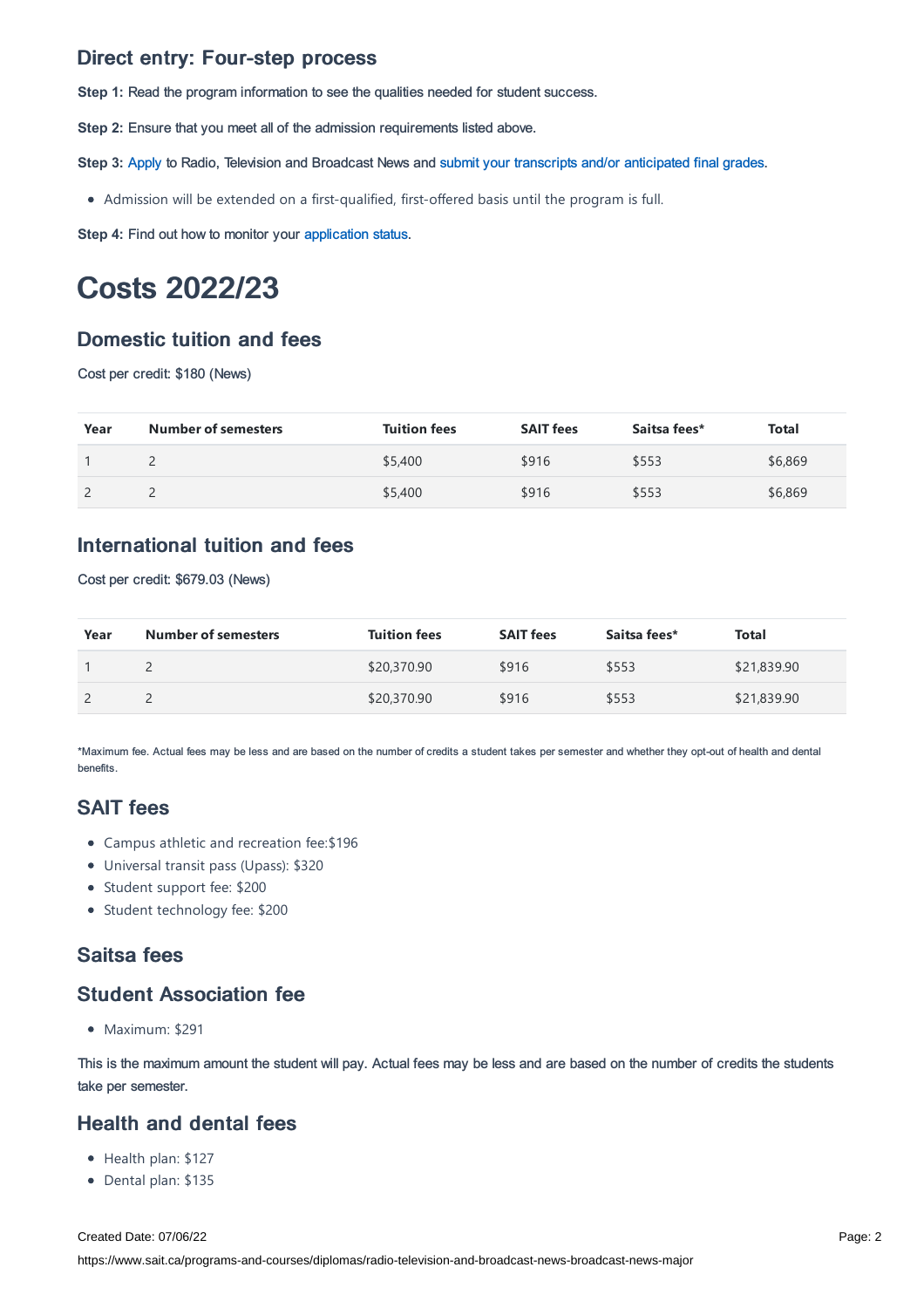### Direct entry: Four-step process

**Step 1:** Read the program information to see the qualities needed for student success.

**Step 2:** Ensure that you meet all of the admission requirements listed above.

**Step 3:** Apply to Radio, Television and Broadcast News and submit your transcripts and/or anticipated final grades.

- Admission will be extended on a first-qualified, first-offered basis until the program is full.

**Step 4:** Find out how to monitor your application status.

# Costs 2022/23

## Domestic tuition and fees

Cost per credit: $180 (News)

| Year | Number of semesters | Tuition fees | SAIT fees | Saitsa fees* | Total |
|---|---|---|---|---|---|
| 1 | 2 | $5,400 | $916 | $553 | $6,869 |
| 2 | 2 | $5,400 | $916 | $553 | $6,869 |

## International tuition and fees

Cost per credit: $679.03 (News)

| Year | Number of semesters | Tuition fees | SAIT fees | Saitsa fees* | Total |
|---|---|---|---|---|---|
| 1 | 2 | $20,370.90 | $916 | $553 | $21,839.90 |
| 2 | 2 | $20,370.90 | $916 | $553 | $21,839.90 |

*Maximum fee. Actual fees may be less and are based on the number of credits a student takes per semester and whether they opt-out of health and dental benefits.

## SAIT fees

- Campus athletic and recreation fee:$196
- Universal transit pass (Upass): $320
- Student support fee: $200
- Student technology fee: $200

## Saitsa fees

## Student Association fee

- Maximum: $291

This is the maximum amount the student will pay. Actual fees may be less and are based on the number of credits the students take per semester.

## Health and dental fees

- Health plan: $127
- Dental plan: $135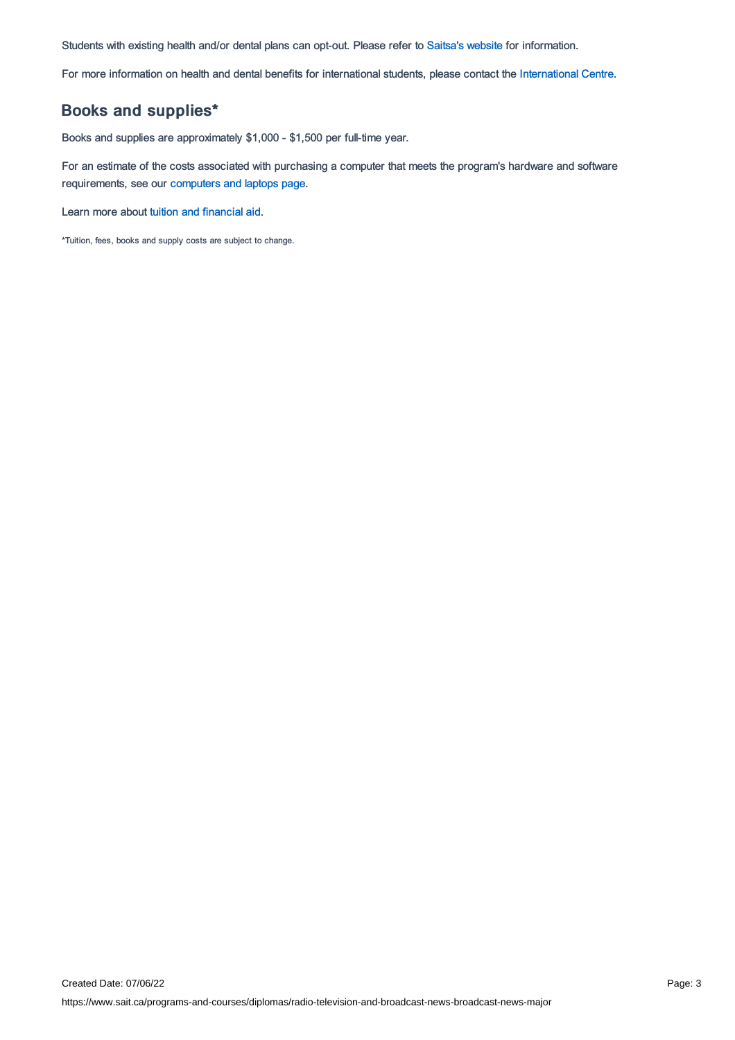Students with existing health and/or dental plans can opt-out. Please refer to Saitsa's website for information.

For more information on health and dental benefits for international students, please contact the International Centre.

## Books and supplies*

Books and supplies are approximately $1,000 - $1,500 per full-time year.

For an estimate of the costs associated with purchasing a computer that meets the program's hardware and software requirements, see our computers and laptops page.

Learn more about tuition and financial aid.

*Tuition, fees, books and supply costs are subject to change.